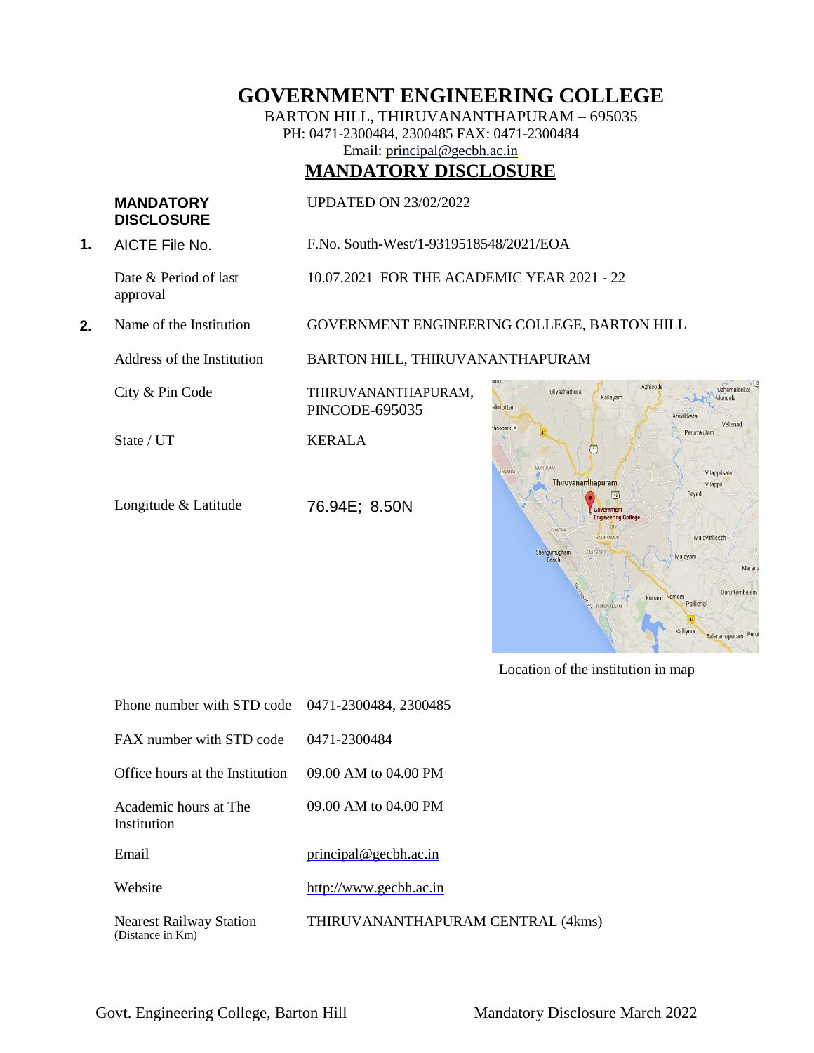# GOVERNMENT ENGINEERING COLLEGE

BARTON HILL, THIRUVANANTHAPURAM – 695035
PH: 0471-2300484, 2300485 FAX: 0471-2300484
Email: principal@gecbh.ac.in

## MANDATORY DISCLOSURE

| | MANDATORY DISCLOSURE | UPDATED ON 23/02/2022 |
|---|---|---|
| 1. | AICTE File No. | F.No. South-West/1-9319518548/2021/EOA |
| | Date & Period of last approval | 10.07.2021 FOR THE ACADEMIC YEAR 2021 - 22 |
| 2. | Name of the Institution | GOVERNMENT ENGINEERING COLLEGE, BARTON HILL |
| | Address of the Institution | BARTON HILL, THIRUVANANTHAPURAM |
| | City & Pin Code | THIRUVANANTHAPURAM, PINCODE-695035 |
| | State / UT | KERALA |
| | Longitude & Latitude | 76.94E; 8.50N |

Location of the institution in map

| | |
|---|---|
| Phone number with STD code | 0471-2300484, 2300485 |
| FAX number with STD code | 0471-2300484 |
| Office hours at the Institution | 09.00 AM to 04.00 PM |
| Academic hours at The Institution | 09.00 AM to 04.00 PM |
| Email | principal@gecbh.ac.in |
| Website | http://www.gecbh.ac.in |
| Nearest Railway Station (Distance in Km) | THIRUVANANTHAPURAM CENTRAL (4kms) |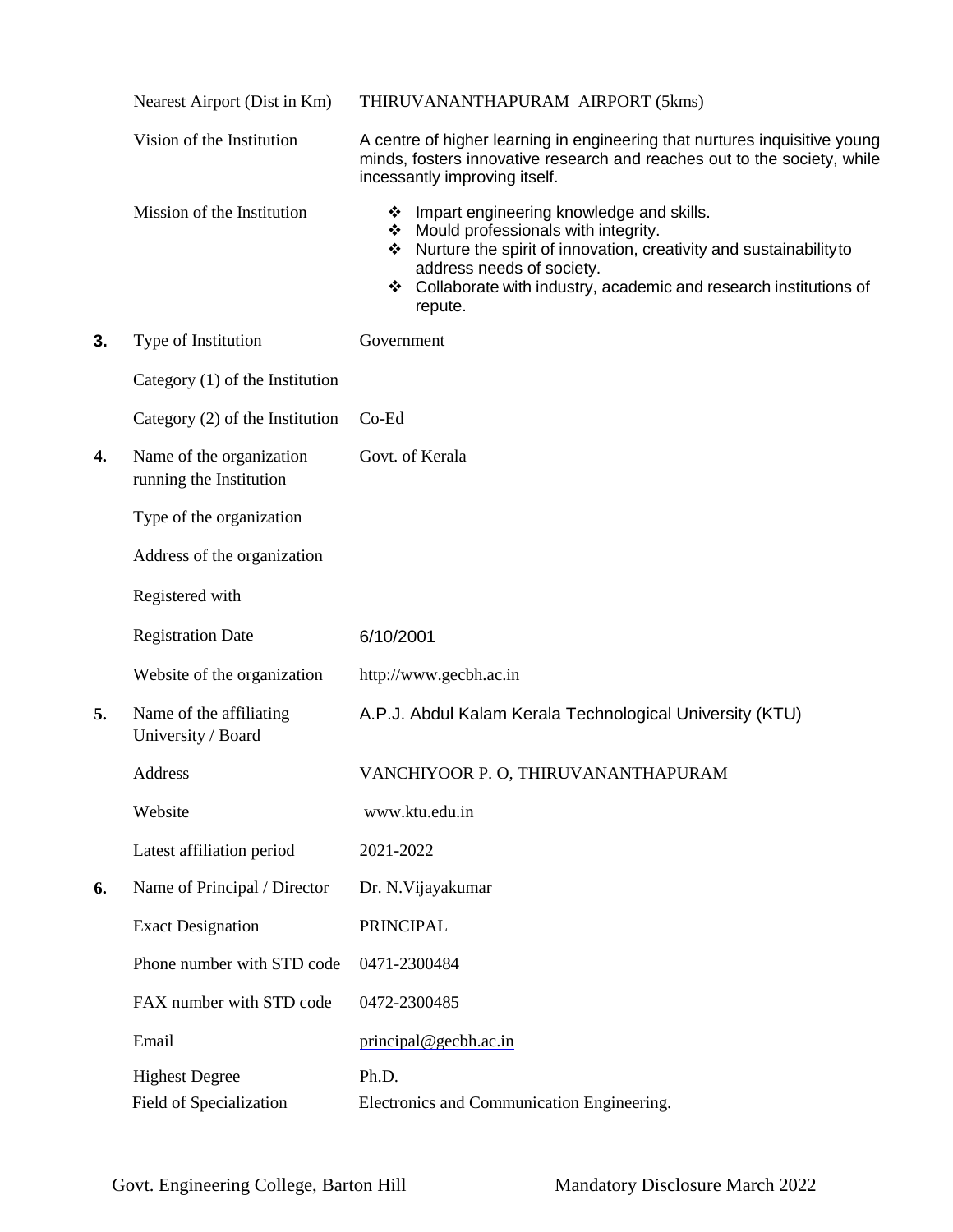| | | |
|---|---|---|
| | Nearest Airport (Dist in Km) | THIRUVANANTHAPURAM AIRPORT (5kms) |
| | Vision of the Institution | A centre of higher learning in engineering that nurtures inquisitive young minds, fosters innovative research and reaches out to the society, while incessantly improving itself. |
| | Mission of the Institution | ❖ Impart engineering knowledge and skills.<br>❖ Mould professionals with integrity.<br>❖ Nurture the spirit of innovation, creativity and sustainability to address needs of society.<br>❖ Collaborate with industry, academic and research institutions of repute. |
| **3.** | Type of Institution | Government |
| | Category (1) of the Institution | |
| | Category (2) of the Institution | Co-Ed |
| **4.** | Name of the organization running the Institution | Govt. of Kerala |
| | Type of the organization | |
| | Address of the organization | |
| | Registered with | |
| | Registration Date | 6/10/2001 |
| | Website of the organization | http://www.gecbh.ac.in |
| **5.** | Name of the affiliating University / Board | A.P.J. Abdul Kalam Kerala Technological University (KTU) |
| | Address | VANCHIYOOR P. O, THIRUVANANTHAPURAM |
| | Website | www.ktu.edu.in |
| | Latest affiliation period | 2021-2022 |
| **6.** | Name of Principal / Director | Dr. N.Vijayakumar |
| | Exact Designation | PRINCIPAL |
| | Phone number with STD code | 0471-2300484 |
| | FAX number with STD code | 0472-2300485 |
| | Email | principal@gecbh.ac.in |
| | Highest Degree | Ph.D. |
| | Field of Specialization | Electronics and Communication Engineering. |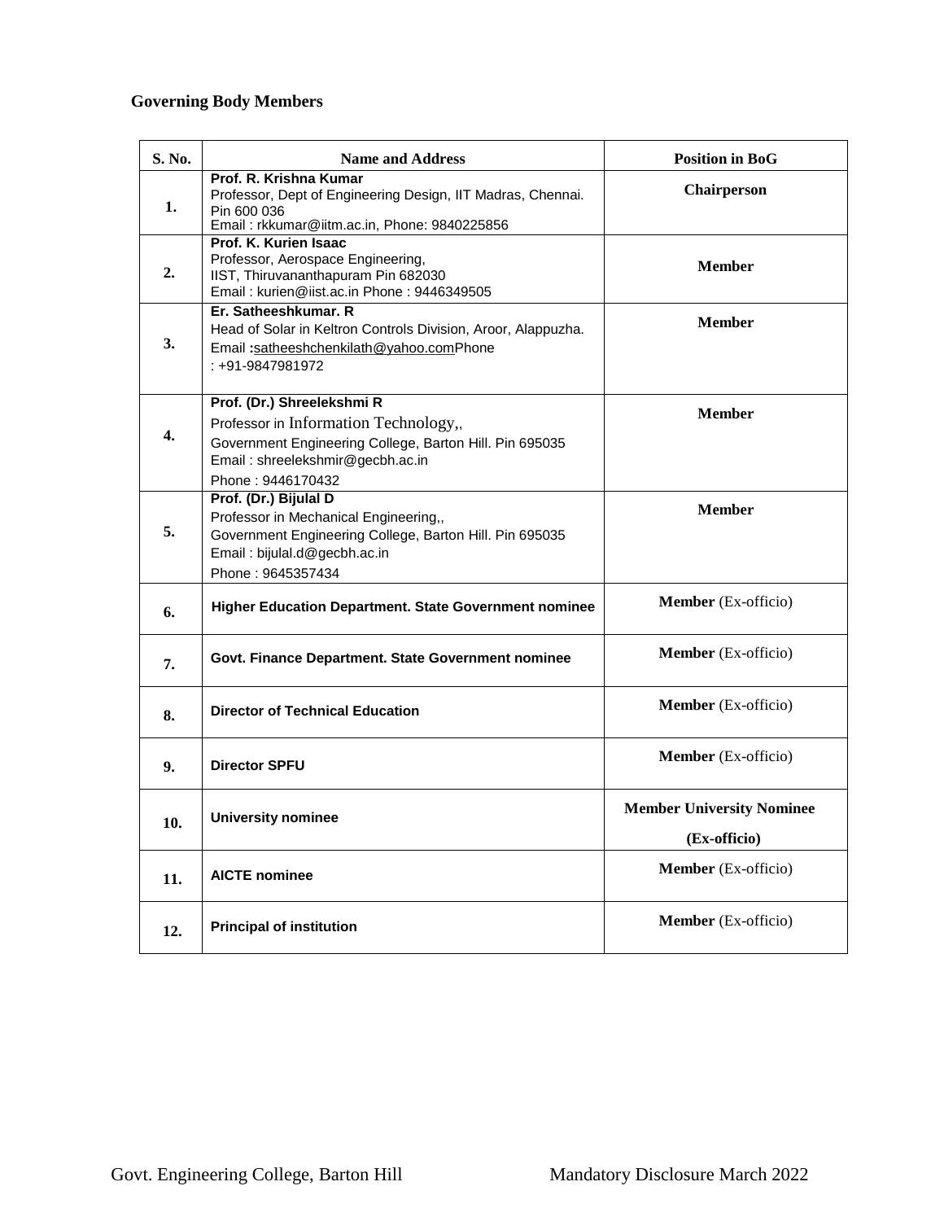**Governing Body Members**

| S. No. | Name and Address | Position in BoG |
|---|---|---|
| **1.** | **Prof. R. Krishna Kumar**<br>Professor, Dept of Engineering Design, IIT Madras, Chennai. Pin 600 036<br>Email : rkkumar@iitm.ac.in, Phone: 9840225856 | **Chairperson** |
| **2.** | **Prof. K. Kurien Isaac**<br>Professor, Aerospace Engineering,<br>IIST, Thiruvananthapuram Pin 682030<br>Email : kurien@iist.ac.in Phone : 9446349505 | **Member** |
| **3.** | **Er. Satheeshkumar. R**<br>Head of Solar in Keltron Controls Division, Aroor, Alappuzha.<br>Email **:**satheeshchenkilath@yahoo.comPhone<br>: +91-9847981972 | **Member** |
| **4.** | **Prof. (Dr.) Shreelekshmi R**<br>Professor in Information Technology,,<br>Government Engineering College, Barton Hill. Pin 695035<br>Email : shreelekshmir@gecbh.ac.in<br>Phone : 9446170432 | **Member** |
| **5.** | **Prof. (Dr.) Bijulal D**<br>Professor in Mechanical Engineering,,<br>Government Engineering College, Barton Hill. Pin 695035<br>Email : bijulal.d@gecbh.ac.in<br>Phone : 9645357434 | **Member** |
| **6.** | **Higher Education Department. State Government nominee** | **Member** (Ex-officio) |
| **7.** | **Govt. Finance Department. State Government nominee** | **Member** (Ex-officio) |
| **8.** | **Director of Technical Education** | **Member** (Ex-officio) |
| **9.** | **Director SPFU** | **Member** (Ex-officio) |
| **10.** | **University nominee** | **Member University Nominee (Ex-officio)** |
| **11.** | **AICTE nominee** | **Member** (Ex-officio) |
| **12.** | **Principal of institution** | **Member** (Ex-officio) |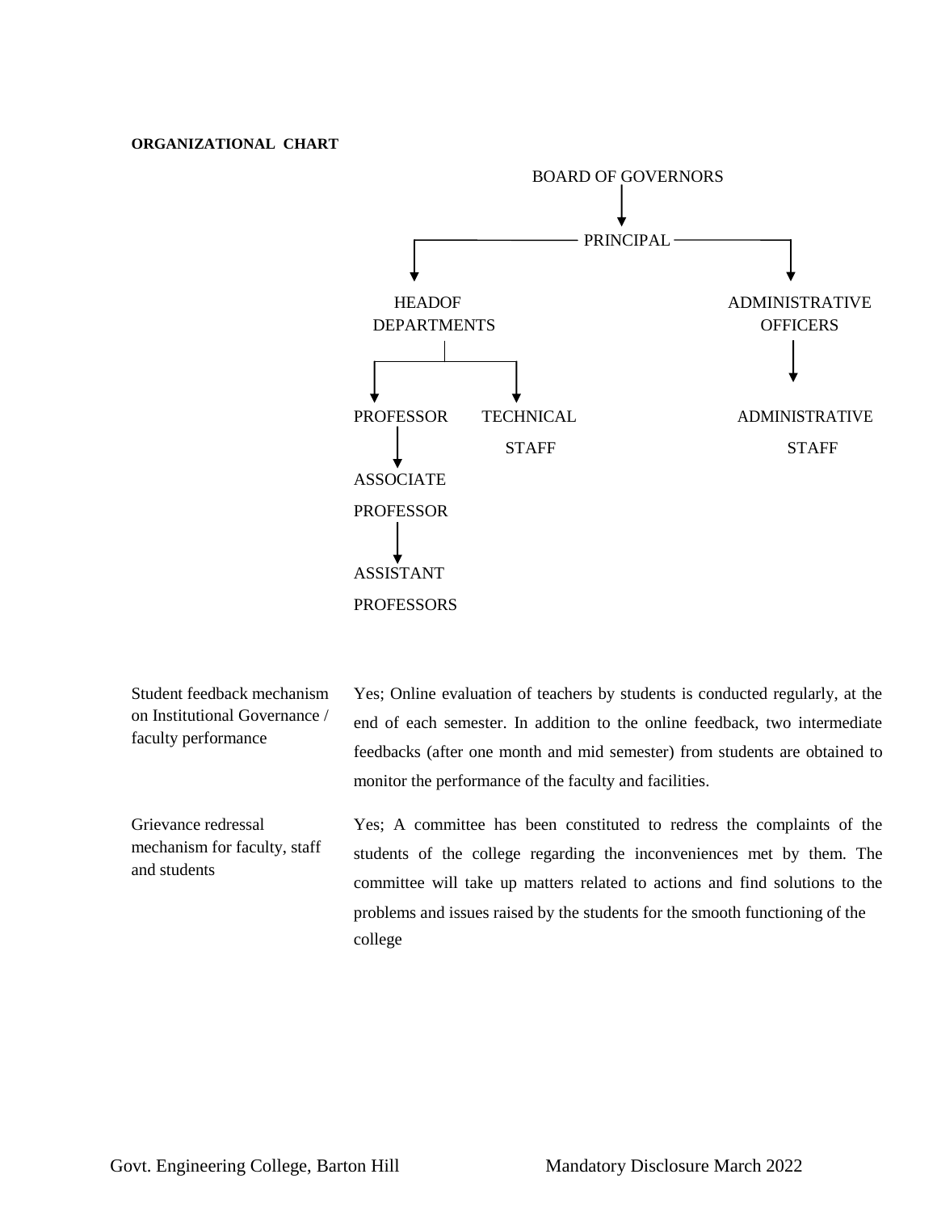**ORGANIZATIONAL CHART**

BOARD OF GOVERNORS

PRINCIPAL

HEADOF DEPARTMENTS

ADMINISTRATIVE OFFICERS

PROFESSOR

TECHNICAL STAFF

ADMINISTRATIVE STAFF

ASSOCIATE PROFESSOR

ASSISTANT PROFESSORS

| | |
|---|---|
| Student feedback mechanism on Institutional Governance / faculty performance | Yes; Online evaluation of teachers by students is conducted regularly, at the end of each semester. In addition to the online feedback, two intermediate feedbacks (after one month and mid semester) from students are obtained to monitor the performance of the faculty and facilities. |
| Grievance redressal mechanism for faculty, staff and students | Yes; A committee has been constituted to redress the complaints of the students of the college regarding the inconveniences met by them. The committee will take up matters related to actions and find solutions to the problems and issues raised by the students for the smooth functioning of the college |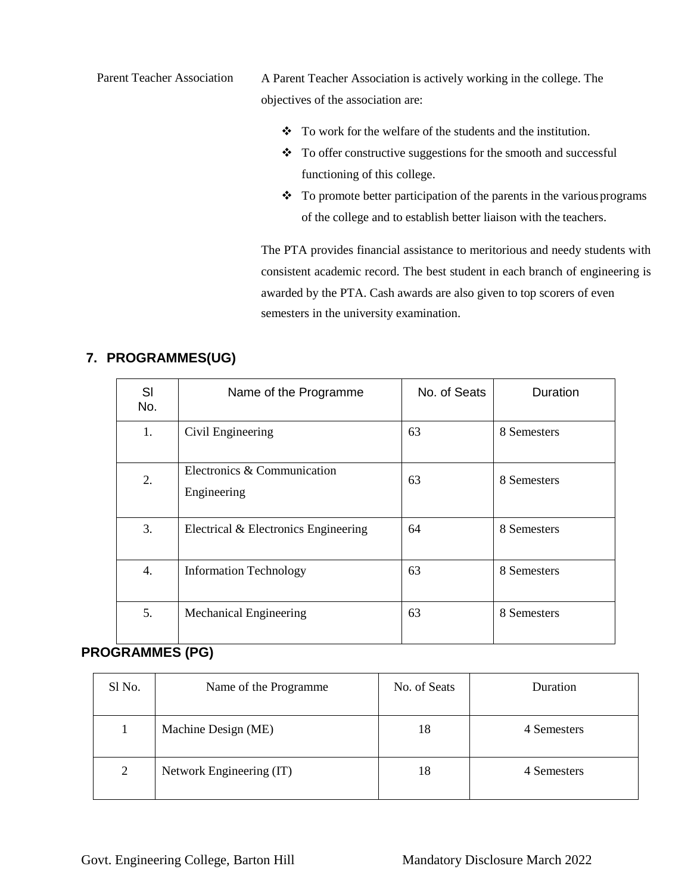Parent Teacher Association

A Parent Teacher Association is actively working in the college. The objectives of the association are:

- To work for the welfare of the students and the institution.
- To offer constructive suggestions for the smooth and successful functioning of this college.
- To promote better participation of the parents in the various programs of the college and to establish better liaison with the teachers.

The PTA provides financial assistance to meritorious and needy students with consistent academic record. The best student in each branch of engineering is awarded by the PTA. Cash awards are also given to top scorers of even semesters in the university examination.

## 7. PROGRAMMES(UG)

| Sl No. | Name of the Programme | No. of Seats | Duration |
|---|---|---|---|
| 1. | Civil Engineering | 63 | 8 Semesters |
| 2. | Electronics & Communication Engineering | 63 | 8 Semesters |
| 3. | Electrical & Electronics Engineering | 64 | 8 Semesters |
| 4. | Information Technology | 63 | 8 Semesters |
| 5. | Mechanical Engineering | 63 | 8 Semesters |

## PROGRAMMES (PG)

| Sl No. | Name of the Programme | No. of Seats | Duration |
|---|---|---|---|
| 1 | Machine Design (ME) | 18 | 4 Semesters |
| 2 | Network Engineering (IT) | 18 | 4 Semesters |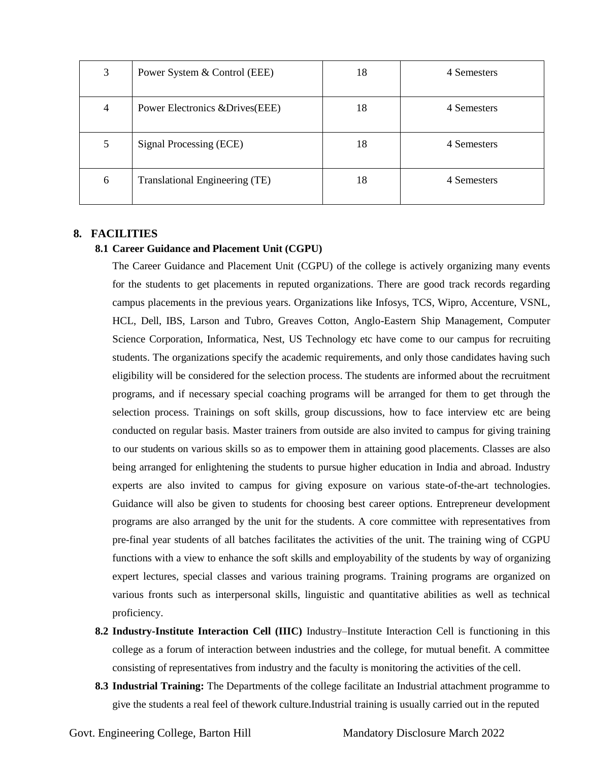| 3 | Power System & Control (EEE) | 18 | 4 Semesters |
|---|---|---|---|
| 4 | Power Electronics &Drives(EEE) | 18 | 4 Semesters |
| 5 | Signal Processing (ECE) | 18 | 4 Semesters |
| 6 | Translational Engineering (TE) | 18 | 4 Semesters |

## 8. FACILITIES

### 8.1 Career Guidance and Placement Unit (CGPU)

The Career Guidance and Placement Unit (CGPU) of the college is actively organizing many events for the students to get placements in reputed organizations. There are good track records regarding campus placements in the previous years. Organizations like Infosys, TCS, Wipro, Accenture, VSNL, HCL, Dell, IBS, Larson and Tubro, Greaves Cotton, Anglo-Eastern Ship Management, Computer Science Corporation, Informatica, Nest, US Technology etc have come to our campus for recruiting students. The organizations specify the academic requirements, and only those candidates having such eligibility will be considered for the selection process. The students are informed about the recruitment programs, and if necessary special coaching programs will be arranged for them to get through the selection process. Trainings on soft skills, group discussions, how to face interview etc are being conducted on regular basis. Master trainers from outside are also invited to campus for giving training to our students on various skills so as to empower them in attaining good placements. Classes are also being arranged for enlightening the students to pursue higher education in India and abroad. Industry experts are also invited to campus for giving exposure on various state-of-the-art technologies. Guidance will also be given to students for choosing best career options. Entrepreneur development programs are also arranged by the unit for the students. A core committee with representatives from pre-final year students of all batches facilitates the activities of the unit. The training wing of CGPU functions with a view to enhance the soft skills and employability of the students by way of organizing expert lectures, special classes and various training programs. Training programs are organized on various fronts such as interpersonal skills, linguistic and quantitative abilities as well as technical proficiency.

**8.2 Industry-Institute Interaction Cell (IIIC)** Industry–Institute Interaction Cell is functioning in this college as a forum of interaction between industries and the college, for mutual benefit. A committee consisting of representatives from industry and the faculty is monitoring the activities of the cell.

**8.3 Industrial Training:** The Departments of the college facilitate an Industrial attachment programme to give the students a real feel of thework culture.Industrial training is usually carried out in the reputed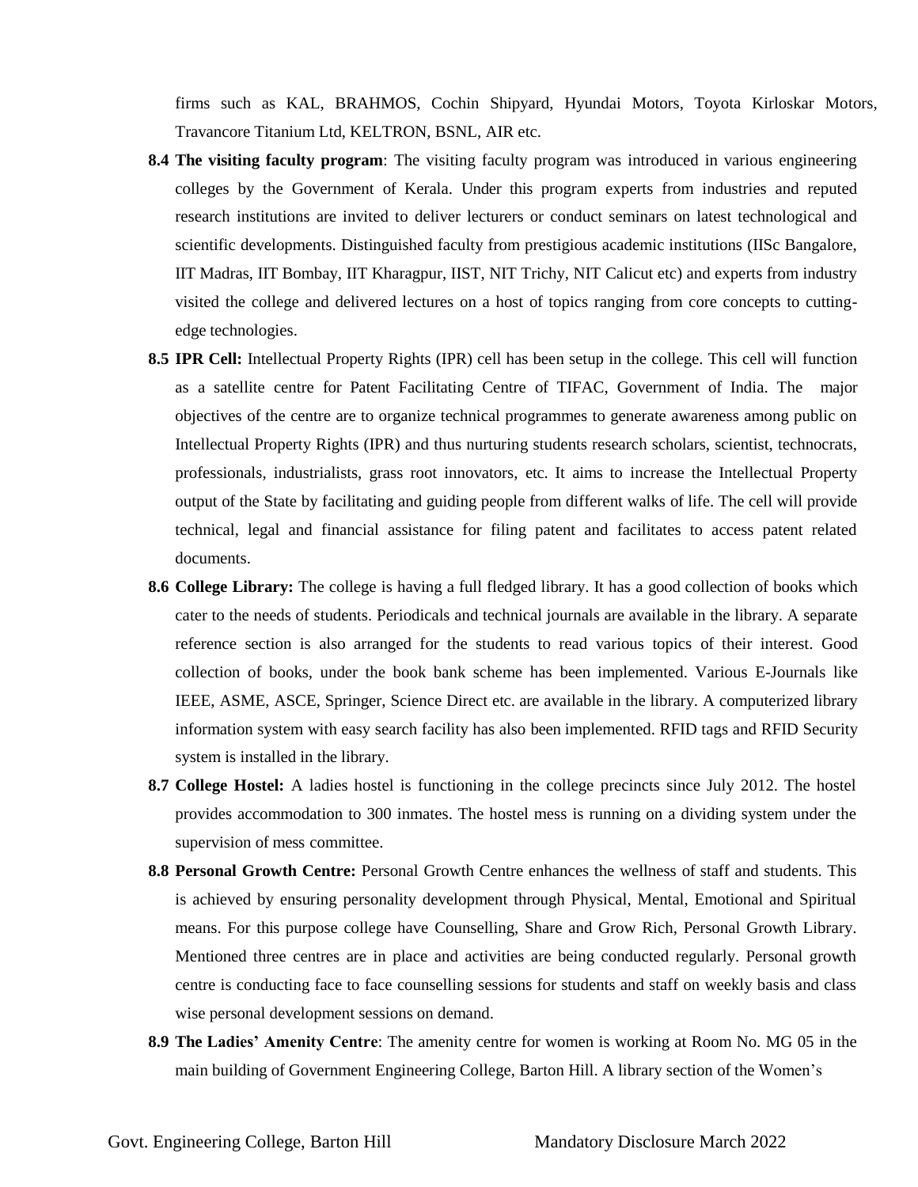firms such as KAL, BRAHMOS, Cochin Shipyard, Hyundai Motors, Toyota Kirloskar Motors, Travancore Titanium Ltd, KELTRON, BSNL, AIR etc.

**8.4 The visiting faculty program**: The visiting faculty program was introduced in various engineering colleges by the Government of Kerala. Under this program experts from industries and reputed research institutions are invited to deliver lecturers or conduct seminars on latest technological and scientific developments. Distinguished faculty from prestigious academic institutions (IISc Bangalore, IIT Madras, IIT Bombay, IIT Kharagpur, IIST, NIT Trichy, NIT Calicut etc) and experts from industry visited the college and delivered lectures on a host of topics ranging from core concepts to cutting-edge technologies.

**8.5 IPR Cell:** Intellectual Property Rights (IPR) cell has been setup in the college. This cell will function as a satellite centre for Patent Facilitating Centre of TIFAC, Government of India. The major objectives of the centre are to organize technical programmes to generate awareness among public on Intellectual Property Rights (IPR) and thus nurturing students research scholars, scientist, technocrats, professionals, industrialists, grass root innovators, etc. It aims to increase the Intellectual Property output of the State by facilitating and guiding people from different walks of life. The cell will provide technical, legal and financial assistance for filing patent and facilitates to access patent related documents.

**8.6 College Library:** The college is having a full fledged library. It has a good collection of books which cater to the needs of students. Periodicals and technical journals are available in the library. A separate reference section is also arranged for the students to read various topics of their interest. Good collection of books, under the book bank scheme has been implemented. Various E-Journals like IEEE, ASME, ASCE, Springer, Science Direct etc. are available in the library. A computerized library information system with easy search facility has also been implemented. RFID tags and RFID Security system is installed in the library.

**8.7 College Hostel:** A ladies hostel is functioning in the college precincts since July 2012. The hostel provides accommodation to 300 inmates. The hostel mess is running on a dividing system under the supervision of mess committee.

**8.8 Personal Growth Centre:** Personal Growth Centre enhances the wellness of staff and students. This is achieved by ensuring personality development through Physical, Mental, Emotional and Spiritual means. For this purpose college have Counselling, Share and Grow Rich, Personal Growth Library. Mentioned three centres are in place and activities are being conducted regularly. Personal growth centre is conducting face to face counselling sessions for students and staff on weekly basis and class wise personal development sessions on demand.

**8.9 The Ladies' Amenity Centre**: The amenity centre for women is working at Room No. MG 05 in the main building of Government Engineering College, Barton Hill. A library section of the Women's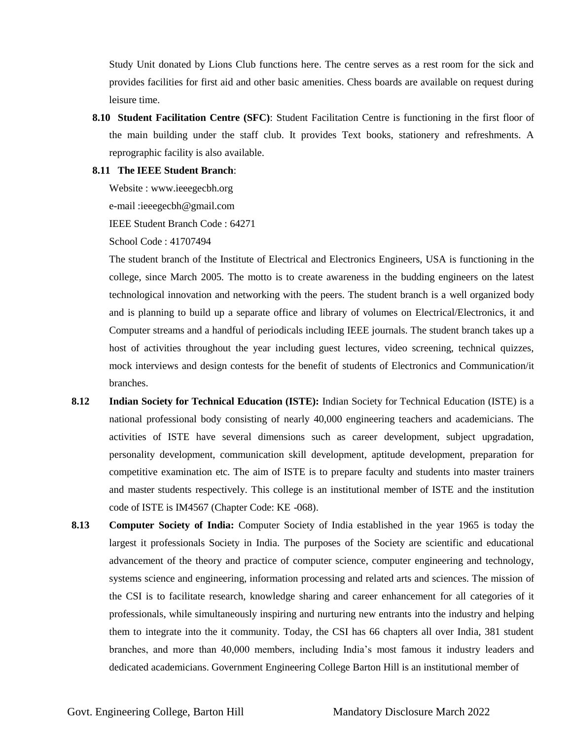Study Unit donated by Lions Club functions here. The centre serves as a rest room for the sick and provides facilities for first aid and other basic amenities. Chess boards are available on request during leisure time.

**8.10 Student Facilitation Centre (SFC)**: Student Facilitation Centre is functioning in the first floor of the main building under the staff club. It provides Text books, stationery and refreshments. A reprographic facility is also available.

**8.11 The IEEE Student Branch**:

Website : www.ieeegecbh.org

e-mail :ieeegecbh@gmail.com

IEEE Student Branch Code : 64271

School Code : 41707494

The student branch of the Institute of Electrical and Electronics Engineers, USA is functioning in the college, since March 2005. The motto is to create awareness in the budding engineers on the latest technological innovation and networking with the peers. The student branch is a well organized body and is planning to build up a separate office and library of volumes on Electrical/Electronics, it and Computer streams and a handful of periodicals including IEEE journals. The student branch takes up a host of activities throughout the year including guest lectures, video screening, technical quizzes, mock interviews and design contests for the benefit of students of Electronics and Communication/it branches.

**8.12 Indian Society for Technical Education (ISTE):** Indian Society for Technical Education (ISTE) is a national professional body consisting of nearly 40,000 engineering teachers and academicians. The activities of ISTE have several dimensions such as career development, subject upgradation, personality development, communication skill development, aptitude development, preparation for competitive examination etc. The aim of ISTE is to prepare faculty and students into master trainers and master students respectively. This college is an institutional member of ISTE and the institution code of ISTE is IM4567 (Chapter Code: KE -068).

**8.13 Computer Society of India:** Computer Society of India established in the year 1965 is today the largest it professionals Society in India. The purposes of the Society are scientific and educational advancement of the theory and practice of computer science, computer engineering and technology, systems science and engineering, information processing and related arts and sciences. The mission of the CSI is to facilitate research, knowledge sharing and career enhancement for all categories of it professionals, while simultaneously inspiring and nurturing new entrants into the industry and helping them to integrate into the it community. Today, the CSI has 66 chapters all over India, 381 student branches, and more than 40,000 members, including India's most famous it industry leaders and dedicated academicians. Government Engineering College Barton Hill is an institutional member of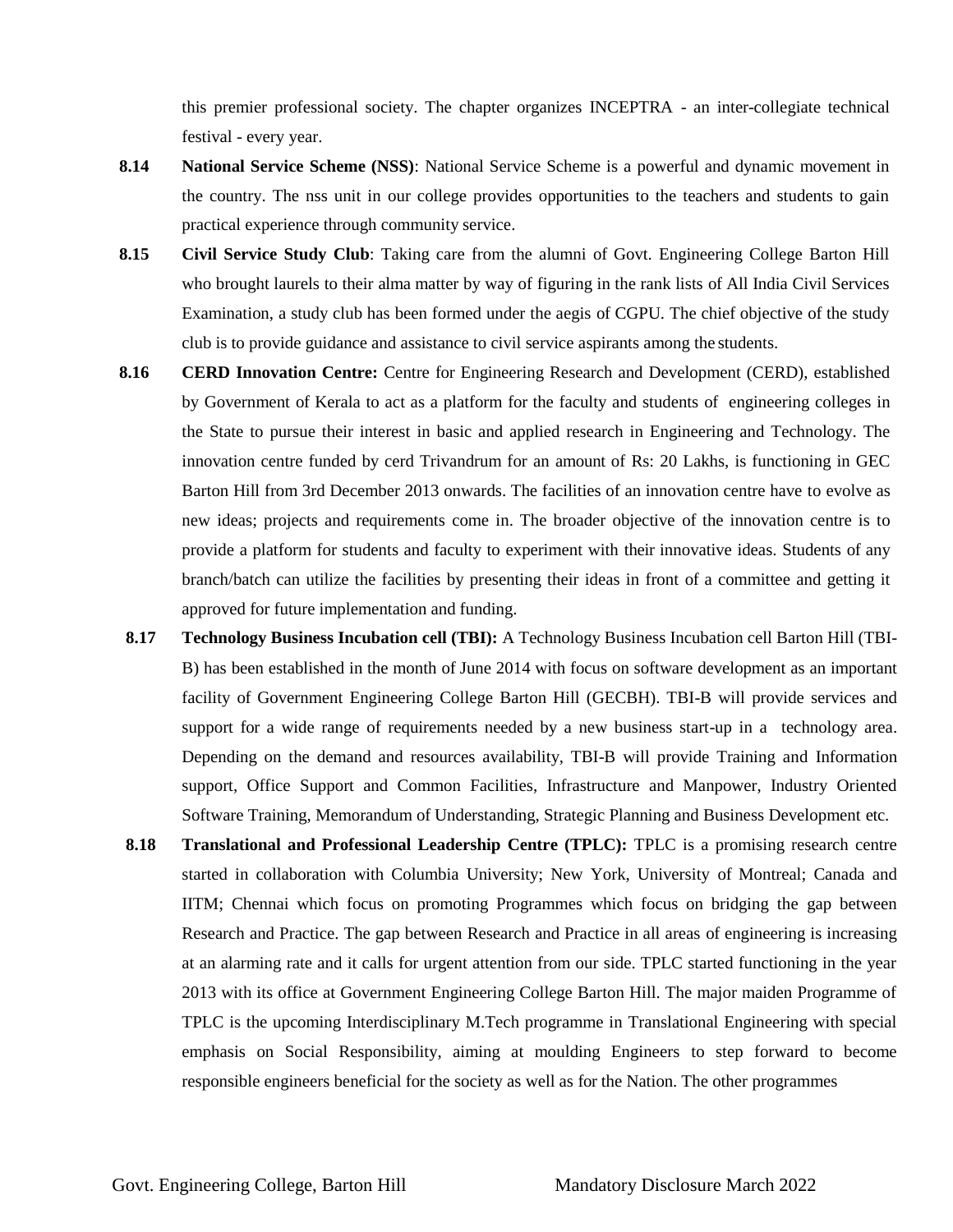this premier professional society. The chapter organizes INCEPTRA - an inter-collegiate technical festival - every year.

**8.14** **National Service Scheme (NSS)**: National Service Scheme is a powerful and dynamic movement in the country. The nss unit in our college provides opportunities to the teachers and students to gain practical experience through community service.

**8.15** **Civil Service Study Club**: Taking care from the alumni of Govt. Engineering College Barton Hill who brought laurels to their alma matter by way of figuring in the rank lists of All India Civil Services Examination, a study club has been formed under the aegis of CGPU. The chief objective of the study club is to provide guidance and assistance to civil service aspirants among the students.

**8.16** **CERD Innovation Centre:** Centre for Engineering Research and Development (CERD), established by Government of Kerala to act as a platform for the faculty and students of engineering colleges in the State to pursue their interest in basic and applied research in Engineering and Technology. The innovation centre funded by cerd Trivandrum for an amount of Rs: 20 Lakhs, is functioning in GEC Barton Hill from 3rd December 2013 onwards. The facilities of an innovation centre have to evolve as new ideas; projects and requirements come in. The broader objective of the innovation centre is to provide a platform for students and faculty to experiment with their innovative ideas. Students of any branch/batch can utilize the facilities by presenting their ideas in front of a committee and getting it approved for future implementation and funding.

**8.17** **Technology Business Incubation cell (TBI):** A Technology Business Incubation cell Barton Hill (TBI-B) has been established in the month of June 2014 with focus on software development as an important facility of Government Engineering College Barton Hill (GECBH). TBI-B will provide services and support for a wide range of requirements needed by a new business start-up in a technology area. Depending on the demand and resources availability, TBI-B will provide Training and Information support, Office Support and Common Facilities, Infrastructure and Manpower, Industry Oriented Software Training, Memorandum of Understanding, Strategic Planning and Business Development etc.

**8.18** **Translational and Professional Leadership Centre (TPLC):** TPLC is a promising research centre started in collaboration with Columbia University; New York, University of Montreal; Canada and IITM; Chennai which focus on promoting Programmes which focus on bridging the gap between Research and Practice. The gap between Research and Practice in all areas of engineering is increasing at an alarming rate and it calls for urgent attention from our side. TPLC started functioning in the year 2013 with its office at Government Engineering College Barton Hill. The major maiden Programme of TPLC is the upcoming Interdisciplinary M.Tech programme in Translational Engineering with special emphasis on Social Responsibility, aiming at moulding Engineers to step forward to become responsible engineers beneficial for the society as well as for the Nation. The other programmes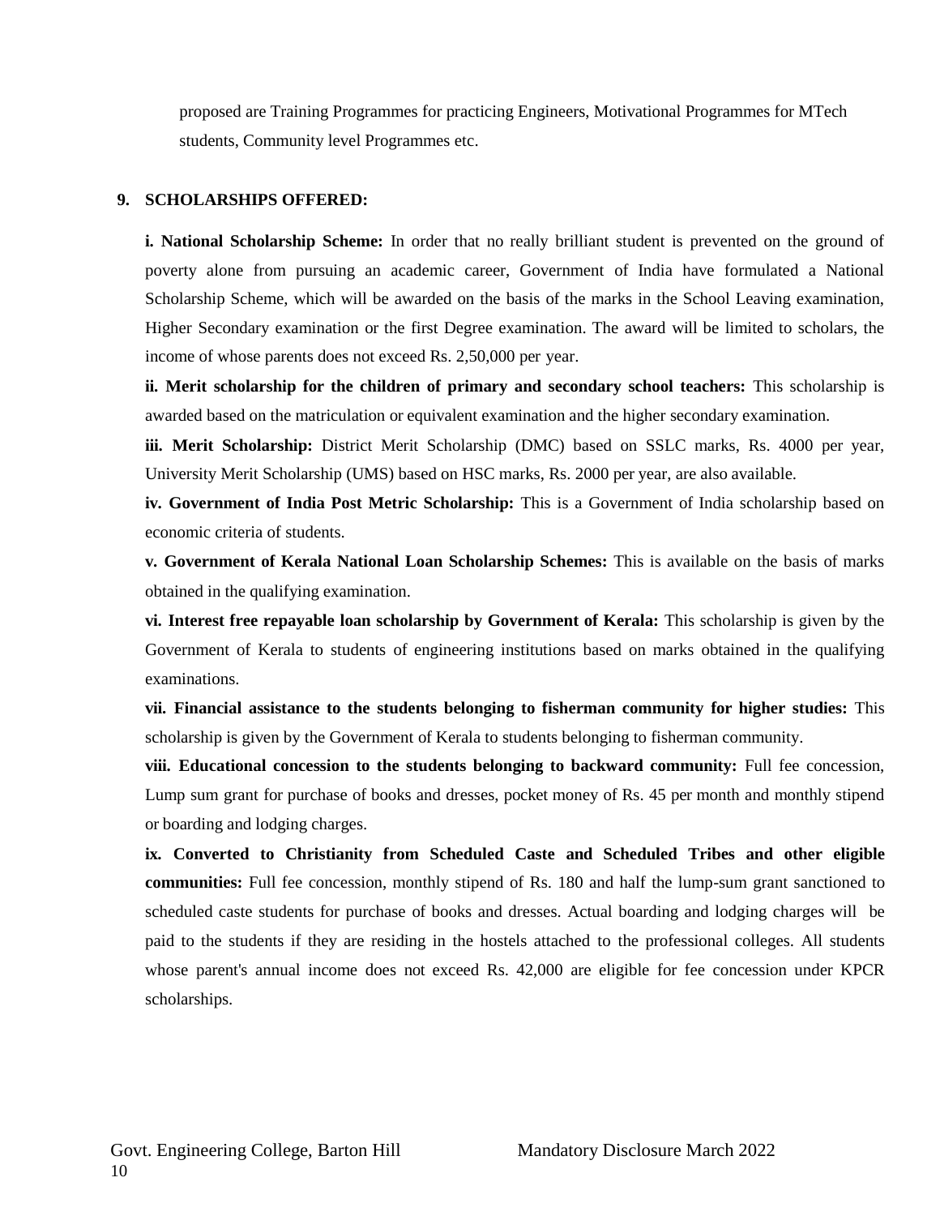proposed are Training Programmes for practicing Engineers, Motivational Programmes for MTech students, Community level Programmes etc.

## 9. SCHOLARSHIPS OFFERED:

**i. National Scholarship Scheme:** In order that no really brilliant student is prevented on the ground of poverty alone from pursuing an academic career, Government of India have formulated a National Scholarship Scheme, which will be awarded on the basis of the marks in the School Leaving examination, Higher Secondary examination or the first Degree examination. The award will be limited to scholars, the income of whose parents does not exceed Rs. 2,50,000 per year.

**ii. Merit scholarship for the children of primary and secondary school teachers:** This scholarship is awarded based on the matriculation or equivalent examination and the higher secondary examination.

**iii. Merit Scholarship:** District Merit Scholarship (DMC) based on SSLC marks, Rs. 4000 per year, University Merit Scholarship (UMS) based on HSC marks, Rs. 2000 per year, are also available.

**iv. Government of India Post Metric Scholarship:** This is a Government of India scholarship based on economic criteria of students.

**v. Government of Kerala National Loan Scholarship Schemes:** This is available on the basis of marks obtained in the qualifying examination.

**vi. Interest free repayable loan scholarship by Government of Kerala:** This scholarship is given by the Government of Kerala to students of engineering institutions based on marks obtained in the qualifying examinations.

**vii. Financial assistance to the students belonging to fisherman community for higher studies:** This scholarship is given by the Government of Kerala to students belonging to fisherman community.

**viii. Educational concession to the students belonging to backward community:** Full fee concession, Lump sum grant for purchase of books and dresses, pocket money of Rs. 45 per month and monthly stipend or boarding and lodging charges.

**ix. Converted to Christianity from Scheduled Caste and Scheduled Tribes and other eligible communities:** Full fee concession, monthly stipend of Rs. 180 and half the lump-sum grant sanctioned to scheduled caste students for purchase of books and dresses. Actual boarding and lodging charges will be paid to the students if they are residing in the hostels attached to the professional colleges. All students whose parent's annual income does not exceed Rs. 42,000 are eligible for fee concession under KPCR scholarships.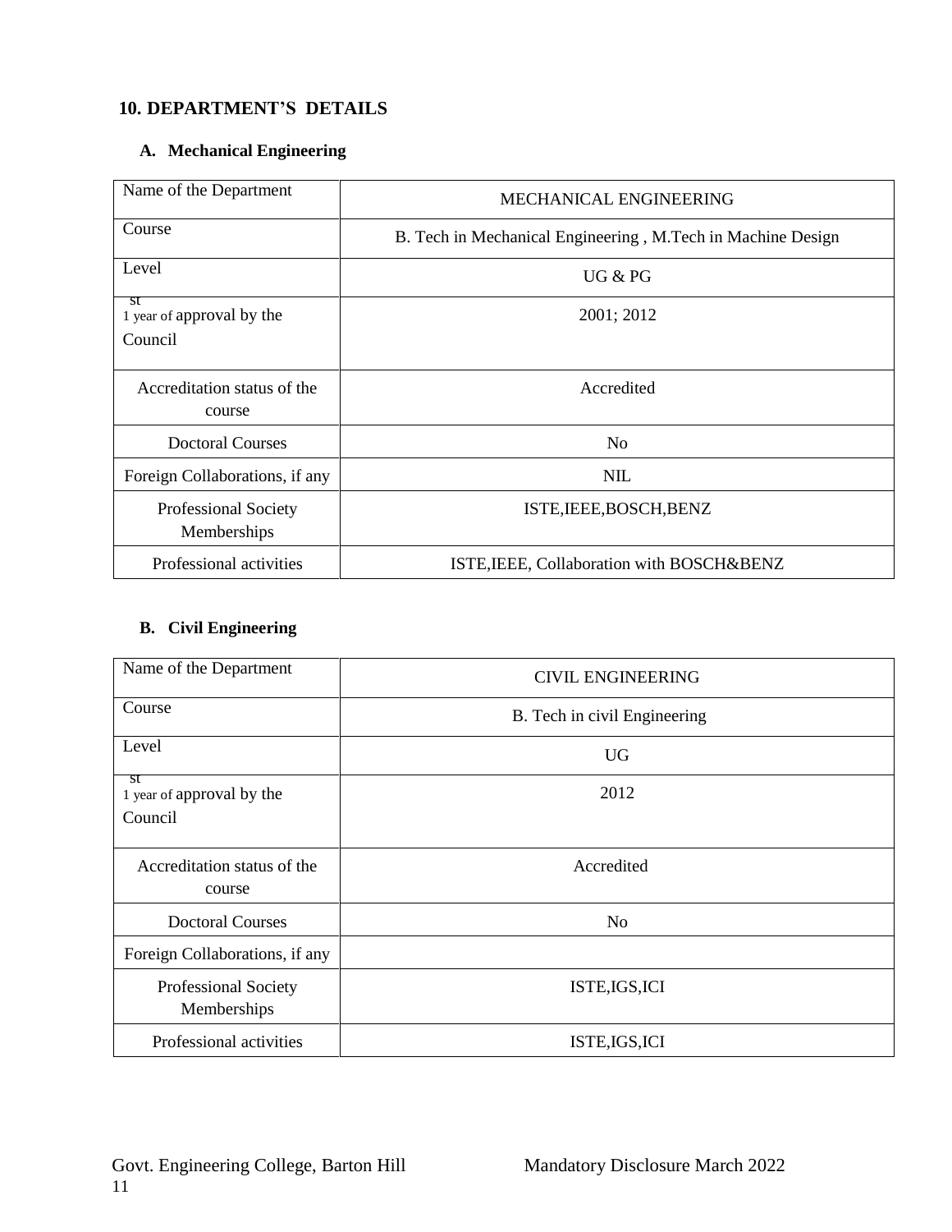## 10. DEPARTMENT'S DETAILS

### A. Mechanical Engineering

| Name of the Department | MECHANICAL ENGINEERING |
|---|---|
| Course | B. Tech in Mechanical Engineering , M.Tech in Machine Design |
| Level | UG & PG |
| 1st year of approval by the Council | 2001; 2012 |
| Accreditation status of the course | Accredited |
| Doctoral Courses | No |
| Foreign Collaborations, if any | NIL |
| Professional Society Memberships | ISTE,IEEE,BOSCH,BENZ |
| Professional activities | ISTE,IEEE, Collaboration with BOSCH&BENZ |

### B. Civil Engineering

| Name of the Department | CIVIL ENGINEERING |
|---|---|
| Course | B. Tech in civil Engineering |
| Level | UG |
| 1st year of approval by the Council | 2012 |
| Accreditation status of the course | Accredited |
| Doctoral Courses | No |
| Foreign Collaborations, if any | |
| Professional Society Memberships | ISTE,IGS,ICI |
| Professional activities | ISTE,IGS,ICI |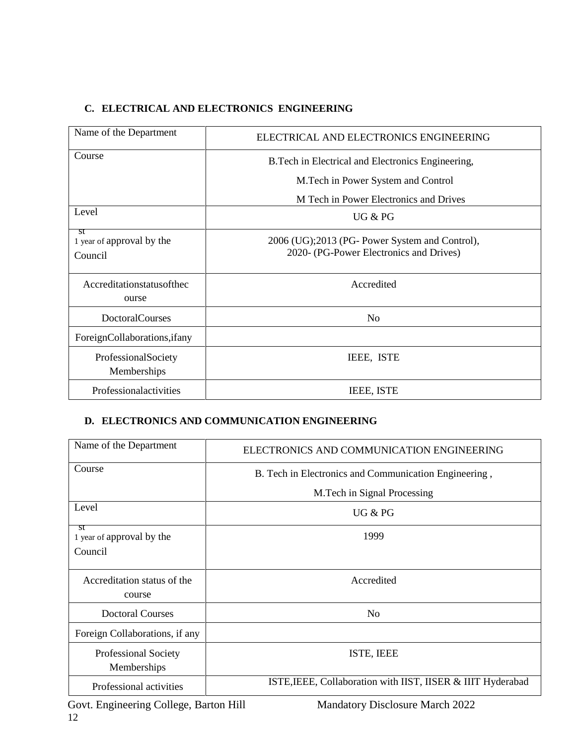## C. ELECTRICAL AND ELECTRONICS ENGINEERING

| Name of the Department | ELECTRICAL AND ELECTRONICS ENGINEERING |
|---|---|
| Course | B.Tech in Electrical and Electronics Engineering,<br>M.Tech in Power System and Control<br>M Tech in Power Electronics and Drives |
| Level | UG & PG |
| 1st year of approval by the Council | 2006 (UG);2013 (PG- Power System and Control), 2020- (PG-Power Electronics and Drives) |
| Accreditationstatusofthecourse | Accredited |
| DoctoralCourses | No |
| ForeignCollaborations,ifany | |
| ProfessionalSociety Memberships | IEEE, ISTE |
| Professionalactivities | IEEE, ISTE |

## D. ELECTRONICS AND COMMUNICATION ENGINEERING

| Name of the Department | ELECTRONICS AND COMMUNICATION ENGINEERING |
|---|---|
| Course | B. Tech in Electronics and Communication Engineering ,<br>M.Tech in Signal Processing |
| Level | UG & PG |
| 1st year of approval by the Council | 1999 |
| Accreditation status of the course | Accredited |
| Doctoral Courses | No |
| Foreign Collaborations, if any | |
| Professional Society Memberships | ISTE, IEEE |
| Professional activities | ISTE,IEEE, Collaboration with IIST, IISER & IIIT Hyderabad |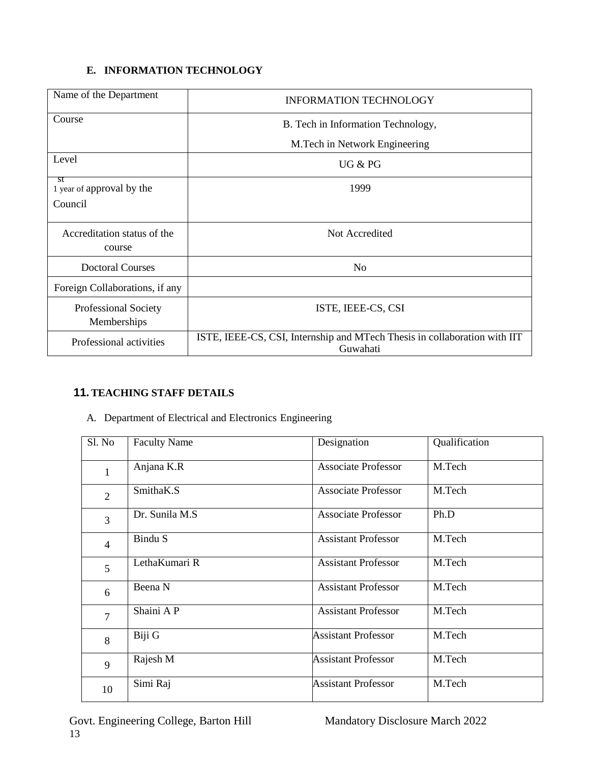### E. INFORMATION TECHNOLOGY

| Name of the Department | INFORMATION TECHNOLOGY |
|---|---|
| Course | B. Tech in Information Technology, M.Tech in Network Engineering |
| Level | UG & PG |
| 1st year of approval by the Council | 1999 |
| Accreditation status of the course | Not Accredited |
| Doctoral Courses | No |
| Foreign Collaborations, if any | |
| Professional Society Memberships | ISTE, IEEE-CS, CSI |
| Professional activities | ISTE, IEEE-CS, CSI, Internship and MTech Thesis in collaboration with IIT Guwahati |

## 11. TEACHING STAFF DETAILS

A. Department of Electrical and Electronics Engineering

| Sl. No | Faculty Name | Designation | Qualification |
|---|---|---|---|
| 1 | Anjana K.R | Associate Professor | M.Tech |
| 2 | SmithaK.S | Associate Professor | M.Tech |
| 3 | Dr. Sunila M.S | Associate Professor | Ph.D |
| 4 | Bindu S | Assistant Professor | M.Tech |
| 5 | LethaKumari R | Assistant Professor | M.Tech |
| 6 | Beena N | Assistant Professor | M.Tech |
| 7 | Shaini A P | Assistant Professor | M.Tech |
| 8 | Biji G | Assistant Professor | M.Tech |
| 9 | Rajesh M | Assistant Professor | M.Tech |
| 10 | Simi Raj | Assistant Professor | M.Tech |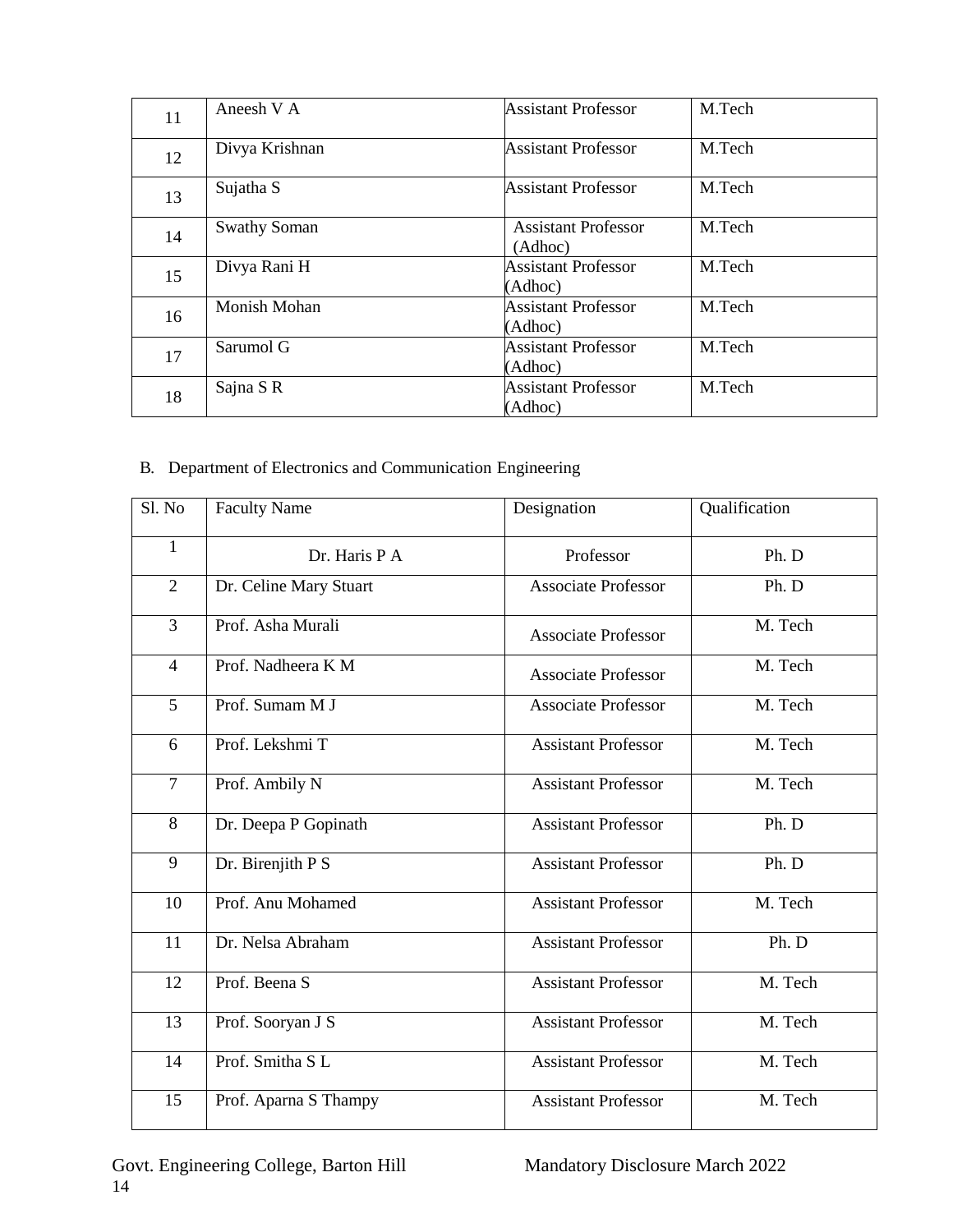| | | | |
|---|---|---|---|
| 11 | Aneesh V A | Assistant Professor | M.Tech |
| 12 | Divya Krishnan | Assistant Professor | M.Tech |
| 13 | Sujatha S | Assistant Professor | M.Tech |
| 14 | Swathy Soman | Assistant Professor (Adhoc) | M.Tech |
| 15 | Divya Rani H | Assistant Professor (Adhoc) | M.Tech |
| 16 | Monish Mohan | Assistant Professor (Adhoc) | M.Tech |
| 17 | Sarumol G | Assistant Professor (Adhoc) | M.Tech |
| 18 | Sajna S R | Assistant Professor (Adhoc) | M.Tech |

B. Department of Electronics and Communication Engineering

| Sl. No | Faculty Name | Designation | Qualification |
|---|---|---|---|
| 1 | Dr. Haris P A | Professor | Ph. D |
| 2 | Dr. Celine Mary Stuart | Associate Professor | Ph. D |
| 3 | Prof. Asha Murali | Associate Professor | M. Tech |
| 4 | Prof. Nadheera K M | Associate Professor | M. Tech |
| 5 | Prof. Sumam M J | Associate Professor | M. Tech |
| 6 | Prof. Lekshmi T | Assistant Professor | M. Tech |
| 7 | Prof. Ambily N | Assistant Professor | M. Tech |
| 8 | Dr. Deepa P Gopinath | Assistant Professor | Ph. D |
| 9 | Dr. Birenjith P S | Assistant Professor | Ph. D |
| 10 | Prof. Anu Mohamed | Assistant Professor | M. Tech |
| 11 | Dr. Nelsa Abraham | Assistant Professor | Ph. D |
| 12 | Prof. Beena S | Assistant Professor | M. Tech |
| 13 | Prof. Sooryan J S | Assistant Professor | M. Tech |
| 14 | Prof. Smitha S L | Assistant Professor | M. Tech |
| 15 | Prof. Aparna S Thampy | Assistant Professor | M. Tech |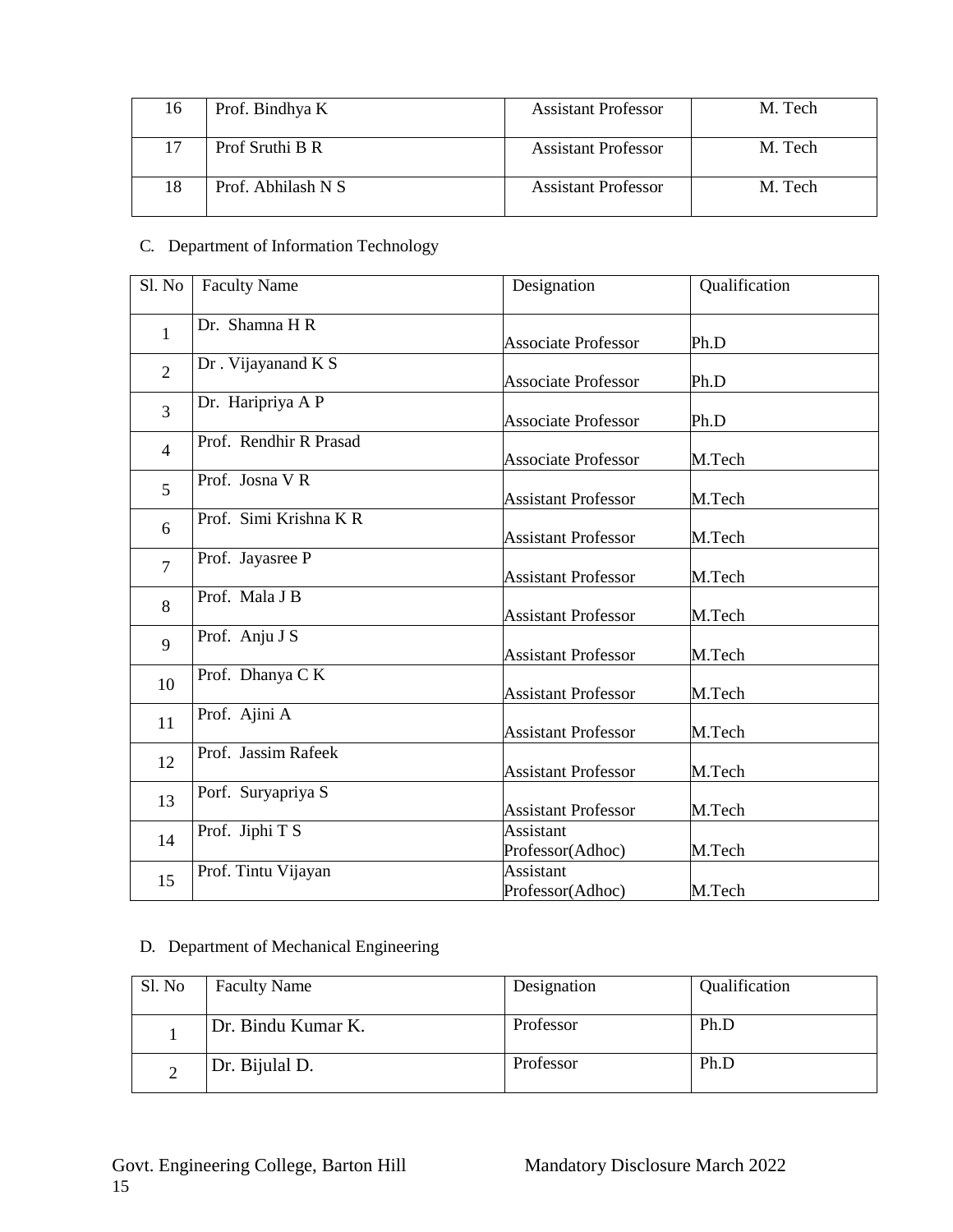| 16 | Prof. Bindhya K | Assistant Professor | M. Tech |
|---|---|---|---|
| 17 | Prof Sruthi B R | Assistant Professor | M. Tech |
| 18 | Prof. Abhilash N S | Assistant Professor | M. Tech |

C. Department of Information Technology

| Sl. No | Faculty Name | Designation | Qualification |
|---|---|---|---|
| 1 | Dr. Shamna H R | Associate Professor | Ph.D |
| 2 | Dr . Vijayanand K S | Associate Professor | Ph.D |
| 3 | Dr. Haripriya A P | Associate Professor | Ph.D |
| 4 | Prof. Rendhir R Prasad | Associate Professor | M.Tech |
| 5 | Prof. Josna V R | Assistant Professor | M.Tech |
| 6 | Prof. Simi Krishna K R | Assistant Professor | M.Tech |
| 7 | Prof. Jayasree P | Assistant Professor | M.Tech |
| 8 | Prof. Mala J B | Assistant Professor | M.Tech |
| 9 | Prof. Anju J S | Assistant Professor | M.Tech |
| 10 | Prof. Dhanya C K | Assistant Professor | M.Tech |
| 11 | Prof. Ajini A | Assistant Professor | M.Tech |
| 12 | Prof. Jassim Rafeek | Assistant Professor | M.Tech |
| 13 | Porf. Suryapriya S | Assistant Professor | M.Tech |
| 14 | Prof. Jiphi T S | Assistant Professor(Adhoc) | M.Tech |
| 15 | Prof. Tintu Vijayan | Assistant Professor(Adhoc) | M.Tech |

D. Department of Mechanical Engineering

| Sl. No | Faculty Name | Designation | Qualification |
|---|---|---|---|
| 1 | Dr. Bindu Kumar K. | Professor | Ph.D |
| 2 | Dr. Bijulal D. | Professor | Ph.D |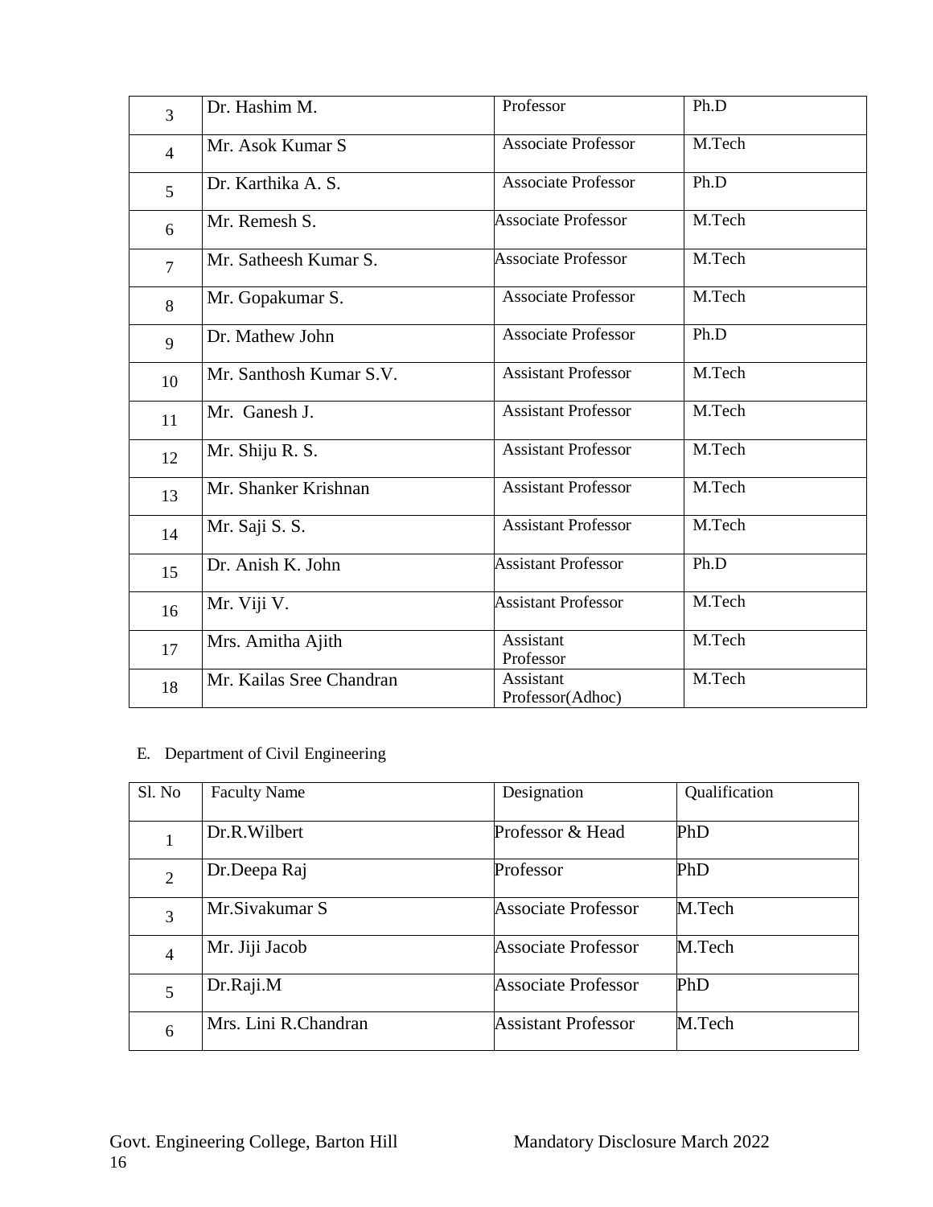| | | | |
|---|---|---|---|
| 3 | Dr. Hashim M. | Professor | Ph.D |
| 4 | Mr. Asok Kumar S | Associate Professor | M.Tech |
| 5 | Dr. Karthika A. S. | Associate Professor | Ph.D |
| 6 | Mr. Remesh S. | Associate Professor | M.Tech |
| 7 | Mr. Satheesh Kumar S. | Associate Professor | M.Tech |
| 8 | Mr. Gopakumar S. | Associate Professor | M.Tech |
| 9 | Dr. Mathew John | Associate Professor | Ph.D |
| 10 | Mr. Santhosh Kumar S.V. | Assistant Professor | M.Tech |
| 11 | Mr. Ganesh J. | Assistant Professor | M.Tech |
| 12 | Mr. Shiju R. S. | Assistant Professor | M.Tech |
| 13 | Mr. Shanker Krishnan | Assistant Professor | M.Tech |
| 14 | Mr. Saji S. S. | Assistant Professor | M.Tech |
| 15 | Dr. Anish K. John | Assistant Professor | Ph.D |
| 16 | Mr. Viji V. | Assistant Professor | M.Tech |
| 17 | Mrs. Amitha Ajith | Assistant Professor | M.Tech |
| 18 | Mr. Kailas Sree Chandran | Assistant Professor(Adhoc) | M.Tech |

E. Department of Civil Engineering

| Sl. No | Faculty Name | Designation | Qualification |
|---|---|---|---|
| 1 | Dr.R.Wilbert | Professor & Head | PhD |
| 2 | Dr.Deepa Raj | Professor | PhD |
| 3 | Mr.Sivakumar S | Associate Professor | M.Tech |
| 4 | Mr. Jiji Jacob | Associate Professor | M.Tech |
| 5 | Dr.Raji.M | Associate Professor | PhD |
| 6 | Mrs. Lini R.Chandran | Assistant Professor | M.Tech |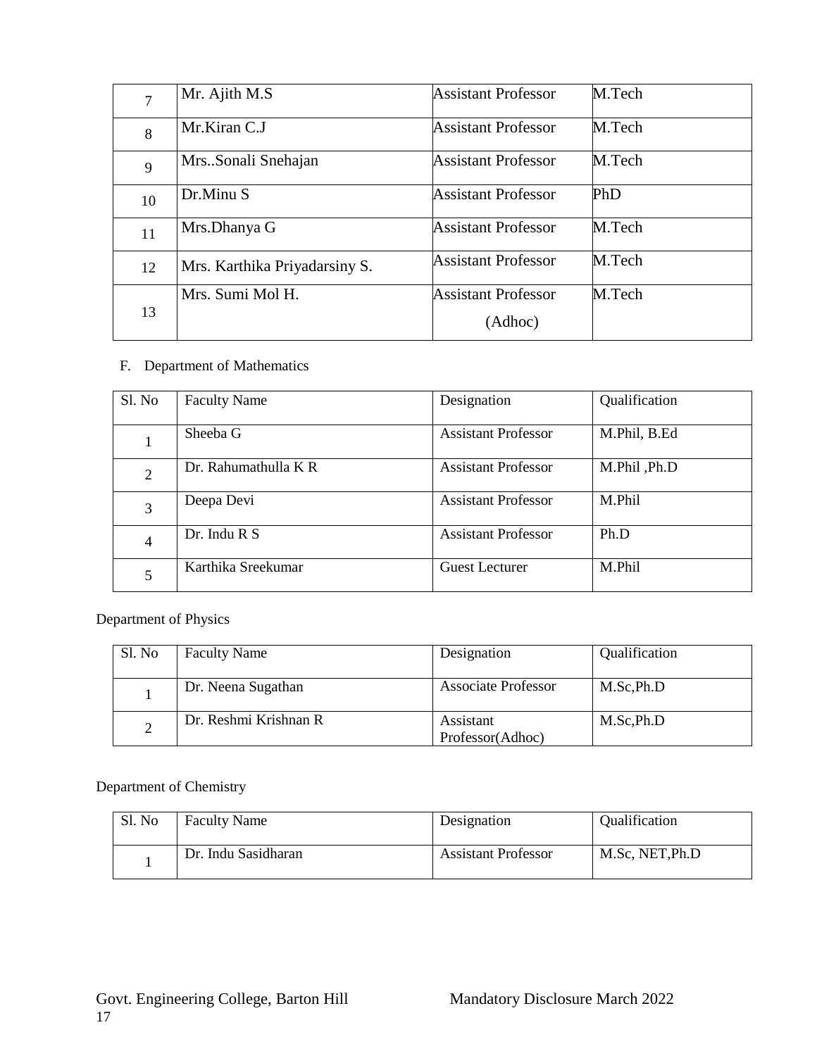| | | | |
|---|---|---|---|
| 7 | Mr. Ajith M.S | Assistant Professor | M.Tech |
| 8 | Mr.Kiran C.J | Assistant Professor | M.Tech |
| 9 | Mrs..Sonali Snehajan | Assistant Professor | M.Tech |
| 10 | Dr.Minu S | Assistant Professor | PhD |
| 11 | Mrs.Dhanya G | Assistant Professor | M.Tech |
| 12 | Mrs. Karthika Priyadarsiny S. | Assistant Professor | M.Tech |
| 13 | Mrs. Sumi Mol H. | Assistant Professor (Adhoc) | M.Tech |

F. Department of Mathematics

| Sl. No | Faculty Name | Designation | Qualification |
|---|---|---|---|
| 1 | Sheeba G | Assistant Professor | M.Phil, B.Ed |
| 2 | Dr. Rahumathulla K R | Assistant Professor | M.Phil ,Ph.D |
| 3 | Deepa Devi | Assistant Professor | M.Phil |
| 4 | Dr. Indu R S | Assistant Professor | Ph.D |
| 5 | Karthika Sreekumar | Guest Lecturer | M.Phil |

Department of Physics

| Sl. No | Faculty Name | Designation | Qualification |
|---|---|---|---|
| 1 | Dr. Neena Sugathan | Associate Professor | M.Sc,Ph.D |
| 2 | Dr. Reshmi Krishnan R | Assistant Professor(Adhoc) | M.Sc,Ph.D |

Department of Chemistry

| Sl. No | Faculty Name | Designation | Qualification |
|---|---|---|---|
| 1 | Dr. Indu Sasidharan | Assistant Professor | M.Sc, NET,Ph.D |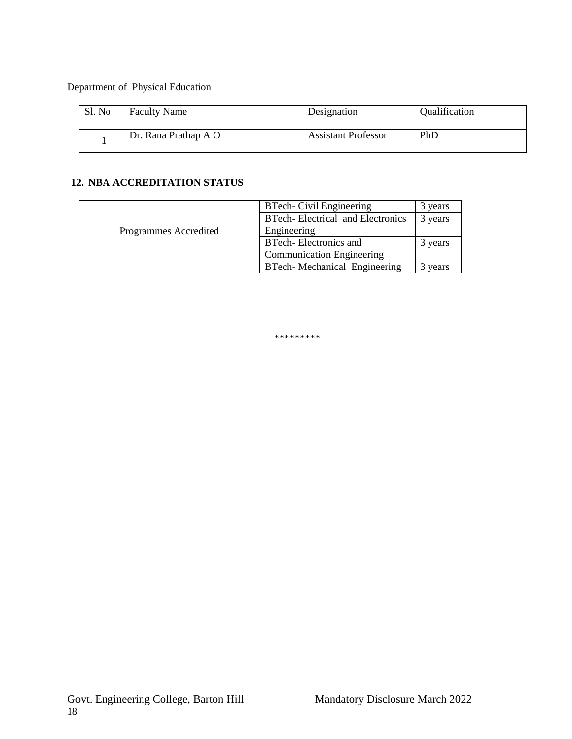Department of Physical Education

| Sl. No | Faculty Name | Designation | Qualification |
|---|---|---|---|
| 1 | Dr. Rana Prathap A O | Assistant Professor | PhD |

**12. NBA ACCREDITATION STATUS**

| | | |
|---|---|---|
| Programmes Accredited | BTech- Civil Engineering | 3 years |
| | BTech- Electrical and Electronics Engineering | 3 years |
| | BTech- Electronics and Communication Engineering | 3 years |
| | BTech- Mechanical Engineering | 3 years |

*********